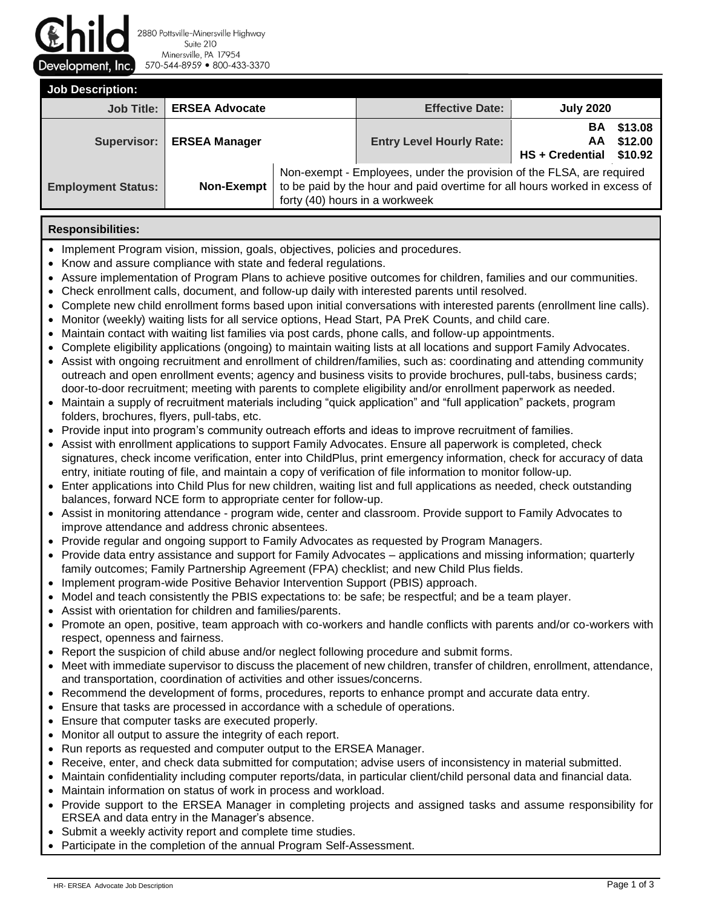Child Development, Inc.
2880 Pottsville-Minersville Highway
Suite 210
Minersville, PA 17954
570-544-8959 • 800-433-3370

## Job Description:

| | | | | |
|---|---|---|---|---|
| **Job Title:** | **ERSEA Advocate** | | **Effective Date:** | **July 2020** |
| **Supervisor:** | **ERSEA Manager** | | **Entry Level Hourly Rate:** | **BA $13.08**<br>**AA $12.00**<br>**HS + Credential $10.92** |
| **Employment Status:** | **Non-Exempt** | Non-exempt - Employees, under the provision of the FLSA, are required to be paid by the hour and paid overtime for all hours worked in excess of forty (40) hours in a workweek | | |

## Responsibilities:

- Implement Program vision, mission, goals, objectives, policies and procedures.
- Know and assure compliance with state and federal regulations.
- Assure implementation of Program Plans to achieve positive outcomes for children, families and our communities.
- Check enrollment calls, document, and follow-up daily with interested parents until resolved.
- Complete new child enrollment forms based upon initial conversations with interested parents (enrollment line calls).
- Monitor (weekly) waiting lists for all service options, Head Start, PA PreK Counts, and child care.
- Maintain contact with waiting list families via post cards, phone calls, and follow-up appointments.
- Complete eligibility applications (ongoing) to maintain waiting lists at all locations and support Family Advocates.
- Assist with ongoing recruitment and enrollment of children/families, such as: coordinating and attending community outreach and open enrollment events; agency and business visits to provide brochures, pull-tabs, business cards; door-to-door recruitment; meeting with parents to complete eligibility and/or enrollment paperwork as needed.
- Maintain a supply of recruitment materials including "quick application" and "full application" packets, program folders, brochures, flyers, pull-tabs, etc.
- Provide input into program's community outreach efforts and ideas to improve recruitment of families.
- Assist with enrollment applications to support Family Advocates. Ensure all paperwork is completed, check signatures, check income verification, enter into ChildPlus, print emergency information, check for accuracy of data entry, initiate routing of file, and maintain a copy of verification of file information to monitor follow-up.
- Enter applications into Child Plus for new children, waiting list and full applications as needed, check outstanding balances, forward NCE form to appropriate center for follow-up.
- Assist in monitoring attendance - program wide, center and classroom. Provide support to Family Advocates to improve attendance and address chronic absentees.
- Provide regular and ongoing support to Family Advocates as requested by Program Managers.
- Provide data entry assistance and support for Family Advocates – applications and missing information; quarterly family outcomes; Family Partnership Agreement (FPA) checklist; and new Child Plus fields.
- Implement program-wide Positive Behavior Intervention Support (PBIS) approach.
- Model and teach consistently the PBIS expectations to: be safe; be respectful; and be a team player.
- Assist with orientation for children and families/parents.
- Promote an open, positive, team approach with co-workers and handle conflicts with parents and/or co-workers with respect, openness and fairness.
- Report the suspicion of child abuse and/or neglect following procedure and submit forms.
- Meet with immediate supervisor to discuss the placement of new children, transfer of children, enrollment, attendance, and transportation, coordination of activities and other issues/concerns.
- Recommend the development of forms, procedures, reports to enhance prompt and accurate data entry.
- Ensure that tasks are processed in accordance with a schedule of operations.
- Ensure that computer tasks are executed properly.
- Monitor all output to assure the integrity of each report.
- Run reports as requested and computer output to the ERSEA Manager.
- Receive, enter, and check data submitted for computation; advise users of inconsistency in material submitted.
- Maintain confidentiality including computer reports/data, in particular client/child personal data and financial data.
- Maintain information on status of work in process and workload.
- Provide support to the ERSEA Manager in completing projects and assigned tasks and assume responsibility for ERSEA and data entry in the Manager's absence.
- Submit a weekly activity report and complete time studies.
- Participate in the completion of the annual Program Self-Assessment.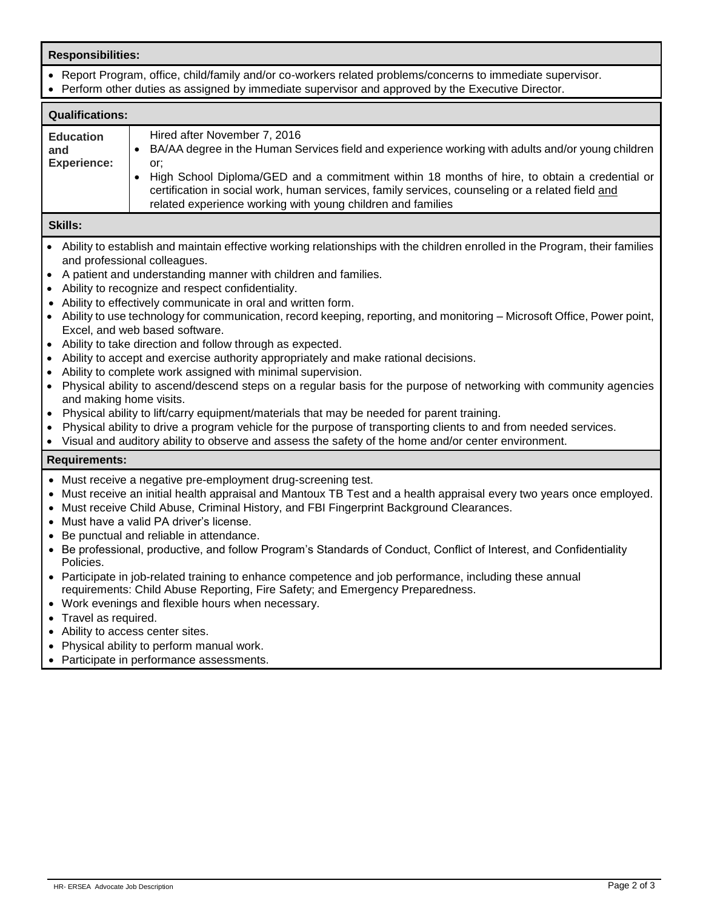**Responsibilities:**

- Report Program, office, child/family and/or co-workers related problems/concerns to immediate supervisor.
- Perform other duties as assigned by immediate supervisor and approved by the Executive Director.

**Qualifications:**

| **Education and Experience:** | Hired after November 7, 2016<br>• BA/AA degree in the Human Services field and experience working with adults and/or young children or;<br>• High School Diploma/GED and a commitment within 18 months of hire, to obtain a credential or certification in social work, human services, family services, counseling or a related field and related experience working with young children and families |
|---|---|

**Skills:**

- Ability to establish and maintain effective working relationships with the children enrolled in the Program, their families and professional colleagues.
- A patient and understanding manner with children and families.
- Ability to recognize and respect confidentiality.
- Ability to effectively communicate in oral and written form.
- Ability to use technology for communication, record keeping, reporting, and monitoring – Microsoft Office, Power point, Excel, and web based software.
- Ability to take direction and follow through as expected.
- Ability to accept and exercise authority appropriately and make rational decisions.
- Ability to complete work assigned with minimal supervision.
- Physical ability to ascend/descend steps on a regular basis for the purpose of networking with community agencies and making home visits.
- Physical ability to lift/carry equipment/materials that may be needed for parent training.
- Physical ability to drive a program vehicle for the purpose of transporting clients to and from needed services.
- Visual and auditory ability to observe and assess the safety of the home and/or center environment.

**Requirements:**

- Must receive a negative pre-employment drug-screening test.
- Must receive an initial health appraisal and Mantoux TB Test and a health appraisal every two years once employed.
- Must receive Child Abuse, Criminal History, and FBI Fingerprint Background Clearances.
- Must have a valid PA driver's license.
- Be punctual and reliable in attendance.
- Be professional, productive, and follow Program's Standards of Conduct, Conflict of Interest, and Confidentiality Policies.
- Participate in job-related training to enhance competence and job performance, including these annual requirements: Child Abuse Reporting, Fire Safety; and Emergency Preparedness.
- Work evenings and flexible hours when necessary.
- Travel as required.
- Ability to access center sites.
- Physical ability to perform manual work.
- Participate in performance assessments.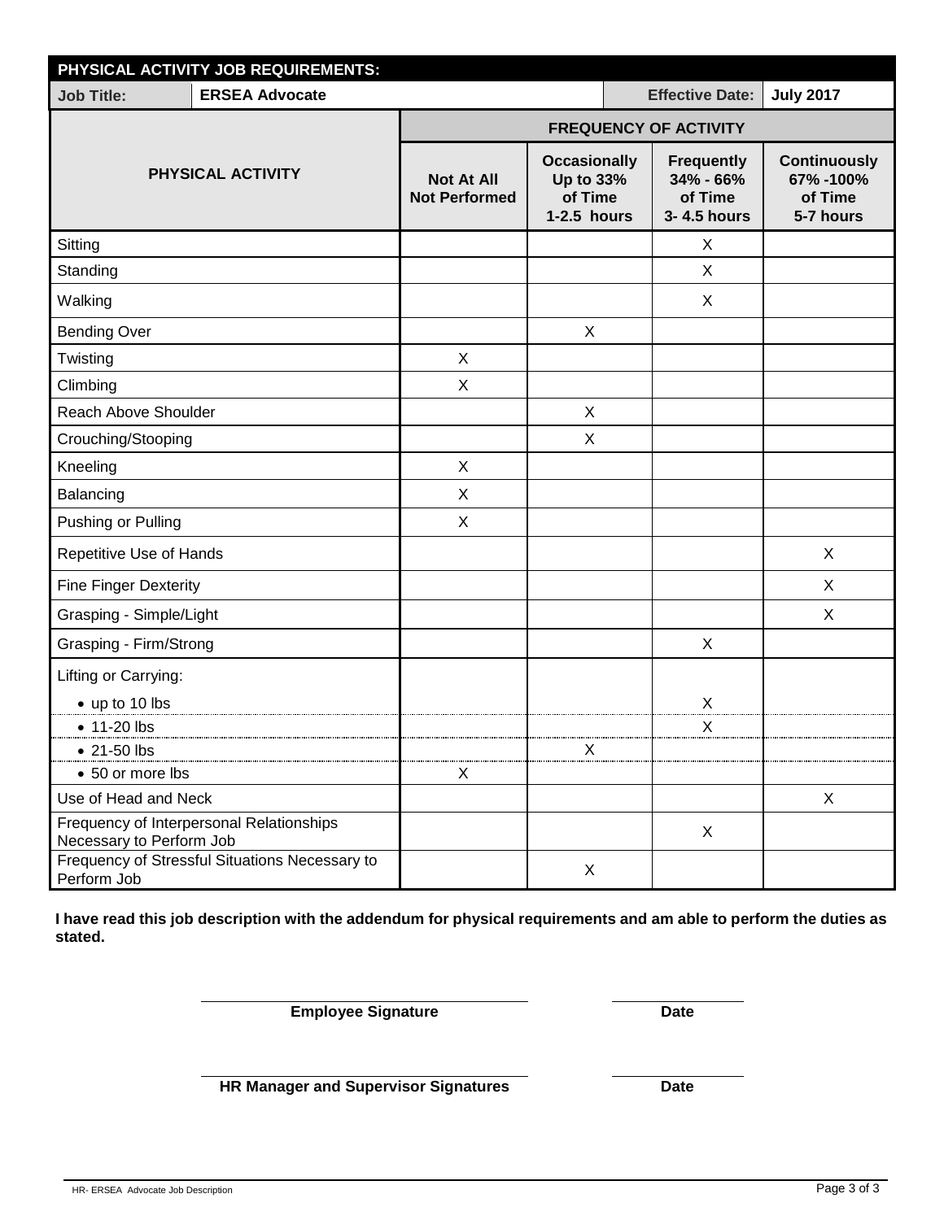## PHYSICAL ACTIVITY JOB REQUIREMENTS:

| **Job Title:** | **ERSEA Advocate** | **Effective Date:** | **July 2017** |
|---|---|---|---|

| PHYSICAL ACTIVITY | FREQUENCY OF ACTIVITY | | | |
|---|---|---|---|---|
| | **Not At All Not Performed** | **Occasionally Up to 33% of Time 1-2.5 hours** | **Frequently 34% - 66% of Time 3- 4.5 hours** | **Continuously 67% -100% of Time 5-7 hours** |
| Sitting | | | X | |
| Standing | | | X | |
| Walking | | | X | |
| Bending Over | | X | | |
| Twisting | X | | | |
| Climbing | X | | | |
| Reach Above Shoulder | | X | | |
| Crouching/Stooping | | X | | |
| Kneeling | X | | | |
| Balancing | X | | | |
| Pushing or Pulling | X | | | |
| Repetitive Use of Hands | | | | X |
| Fine Finger Dexterity | | | | X |
| Grasping - Simple/Light | | | | X |
| Grasping - Firm/Strong | | | X | |
| Lifting or Carrying: | | | | |
| • up to 10 lbs | | | X | |
| • 11-20 lbs | | | X | |
| • 21-50 lbs | | X | | |
| • 50 or more lbs | X | | | |
| Use of Head and Neck | | | | X |
| Frequency of Interpersonal Relationships Necessary to Perform Job | | | X | |
| Frequency of Stressful Situations Necessary to Perform Job | | X | | |

**I have read this job description with the addendum for physical requirements and am able to perform the duties as stated.**

______________________________ ____________

**Employee Signature** **Date**

______________________________ ____________

**HR Manager and Supervisor Signatures** **Date**